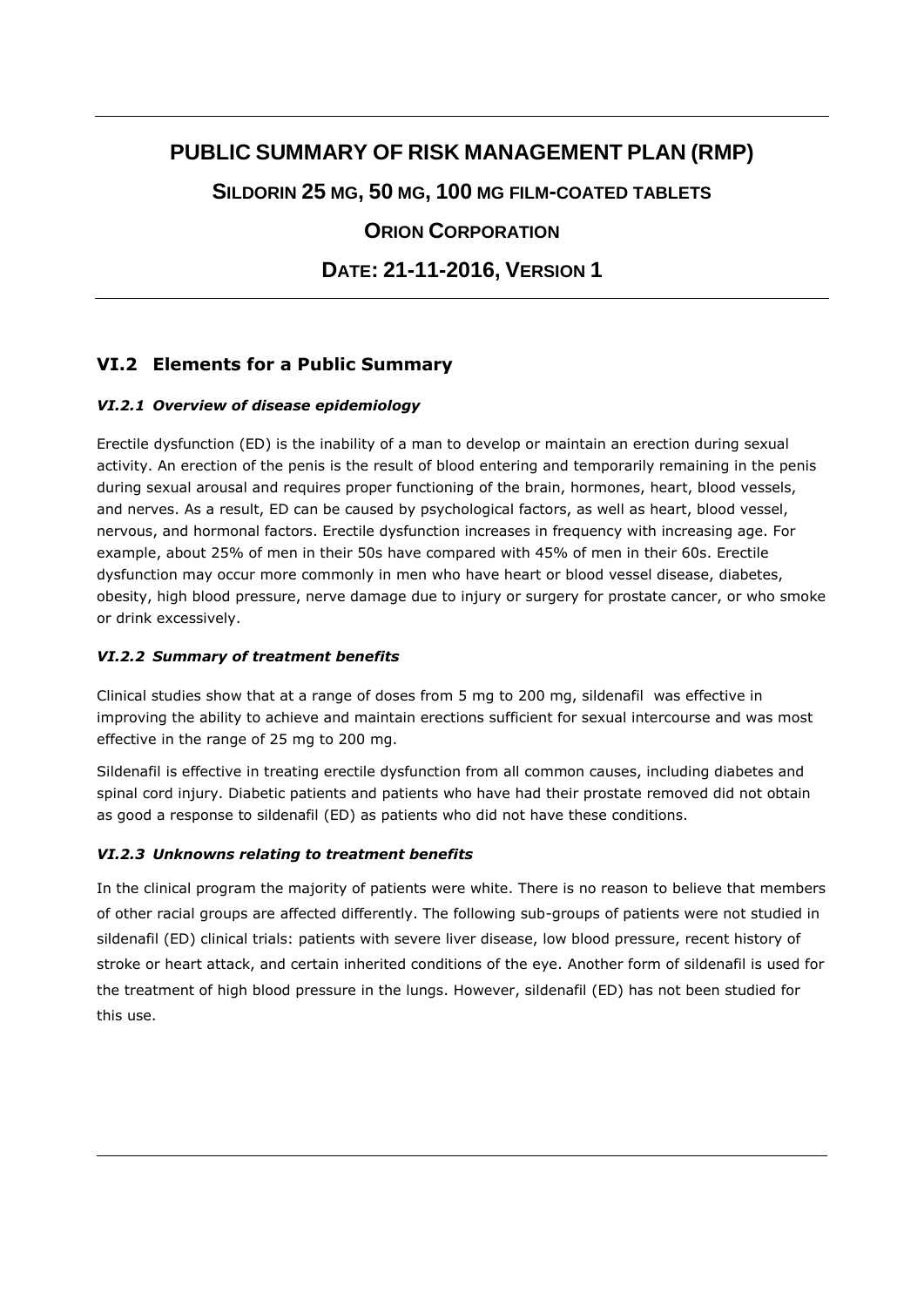# PUBLIC SUMMARY OF RISK MANAGEMENT PLAN (RMP)

## SILDORIN 25 MG, 50 MG, 100 MG FILM-COATED TABLETS

## ORION CORPORATION

## DATE: 21-11-2016, VERSION 1

## VI.2 Elements for a Public Summary

### *VI.2.1 Overview of disease epidemiology*

Erectile dysfunction (ED) is the inability of a man to develop or maintain an erection during sexual activity. An erection of the penis is the result of blood entering and temporarily remaining in the penis during sexual arousal and requires proper functioning of the brain, hormones, heart, blood vessels, and nerves. As a result, ED can be caused by psychological factors, as well as heart, blood vessel, nervous, and hormonal factors. Erectile dysfunction increases in frequency with increasing age. For example, about 25% of men in their 50s have compared with 45% of men in their 60s. Erectile dysfunction may occur more commonly in men who have heart or blood vessel disease, diabetes, obesity, high blood pressure, nerve damage due to injury or surgery for prostate cancer, or who smoke or drink excessively.

### *VI.2.2 Summary of treatment benefits*

Clinical studies show that at a range of doses from 5 mg to 200 mg, sildenafil was effective in improving the ability to achieve and maintain erections sufficient for sexual intercourse and was most effective in the range of 25 mg to 200 mg.

Sildenafil is effective in treating erectile dysfunction from all common causes, including diabetes and spinal cord injury. Diabetic patients and patients who have had their prostate removed did not obtain as good a response to sildenafil (ED) as patients who did not have these conditions.

### *VI.2.3 Unknowns relating to treatment benefits*

In the clinical program the majority of patients were white. There is no reason to believe that members of other racial groups are affected differently. The following sub-groups of patients were not studied in sildenafil (ED) clinical trials: patients with severe liver disease, low blood pressure, recent history of stroke or heart attack, and certain inherited conditions of the eye. Another form of sildenafil is used for the treatment of high blood pressure in the lungs. However, sildenafil (ED) has not been studied for this use.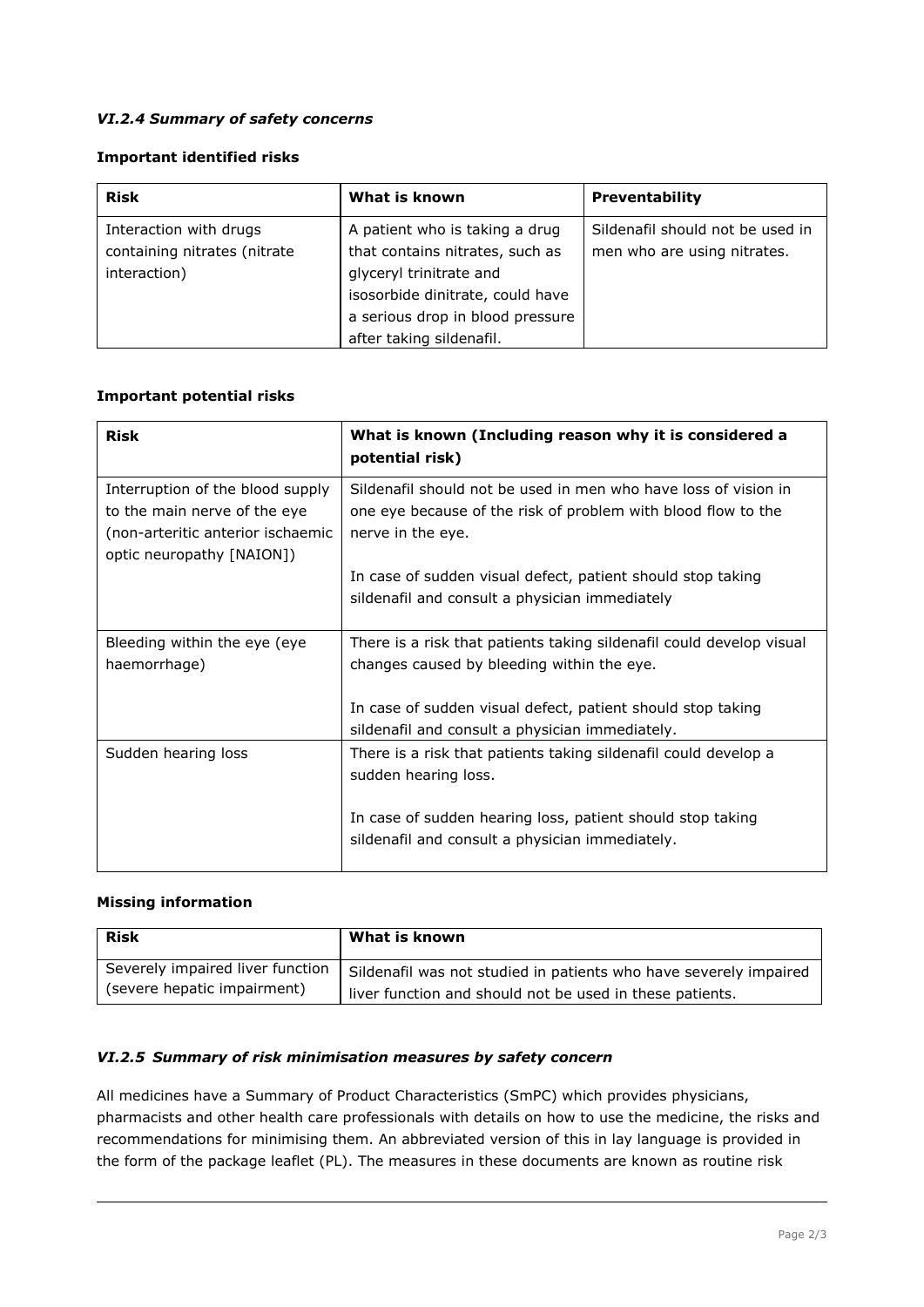### *VI.2.4 Summary of safety concerns*

**Important identified risks**

| Risk | What is known | Preventability |
|---|---|---|
| Interaction with drugs containing nitrates (nitrate interaction) | A patient who is taking a drug that contains nitrates, such as glyceryl trinitrate and isosorbide dinitrate, could have a serious drop in blood pressure after taking sildenafil. | Sildenafil should not be used in men who are using nitrates. |

**Important potential risks**

| Risk | What is known (Including reason why it is considered a potential risk) |
|---|---|
| Interruption of the blood supply to the main nerve of the eye (non-arteritic anterior ischaemic optic neuropathy [NAION]) | Sildenafil should not be used in men who have loss of vision in one eye because of the risk of problem with blood flow to the nerve in the eye.<br><br>In case of sudden visual defect, patient should stop taking sildenafil and consult a physician immediately |
| Bleeding within the eye (eye haemorrhage) | There is a risk that patients taking sildenafil could develop visual changes caused by bleeding within the eye.<br><br>In case of sudden visual defect, patient should stop taking sildenafil and consult a physician immediately. |
| Sudden hearing loss | There is a risk that patients taking sildenafil could develop a sudden hearing loss.<br><br>In case of sudden hearing loss, patient should stop taking sildenafil and consult a physician immediately. |

**Missing information**

| Risk | What is known |
|---|---|
| Severely impaired liver function (severe hepatic impairment) | Sildenafil was not studied in patients who have severely impaired liver function and should not be used in these patients. |

### *VI.2.5 Summary of risk minimisation measures by safety concern*

All medicines have a Summary of Product Characteristics (SmPC) which provides physicians, pharmacists and other health care professionals with details on how to use the medicine, the risks and recommendations for minimising them. An abbreviated version of this in lay language is provided in the form of the package leaflet (PL). The measures in these documents are known as routine risk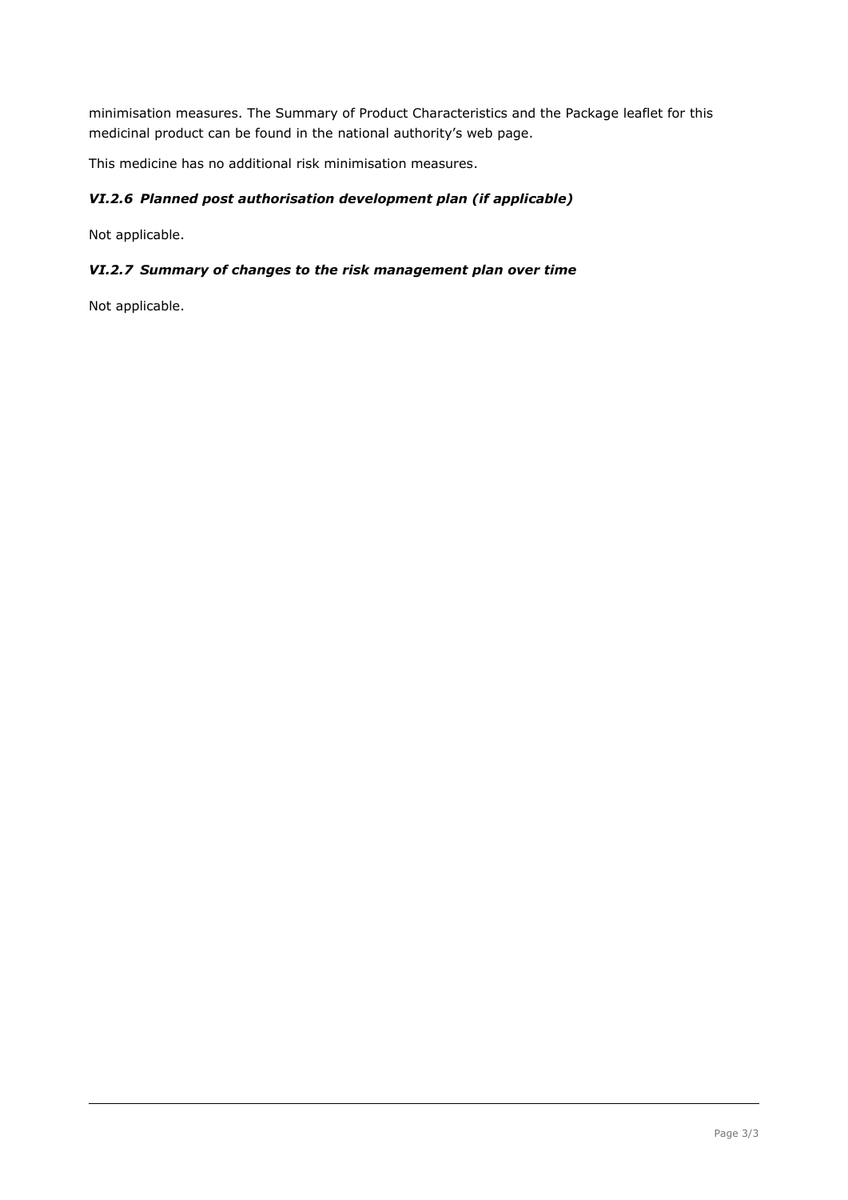minimisation measures. The Summary of Product Characteristics and the Package leaflet for this medicinal product can be found in the national authority's web page.

This medicine has no additional risk minimisation measures.

### *VI.2.6 Planned post authorisation development plan (if applicable)*

Not applicable.

### *VI.2.7 Summary of changes to the risk management plan over time*

Not applicable.